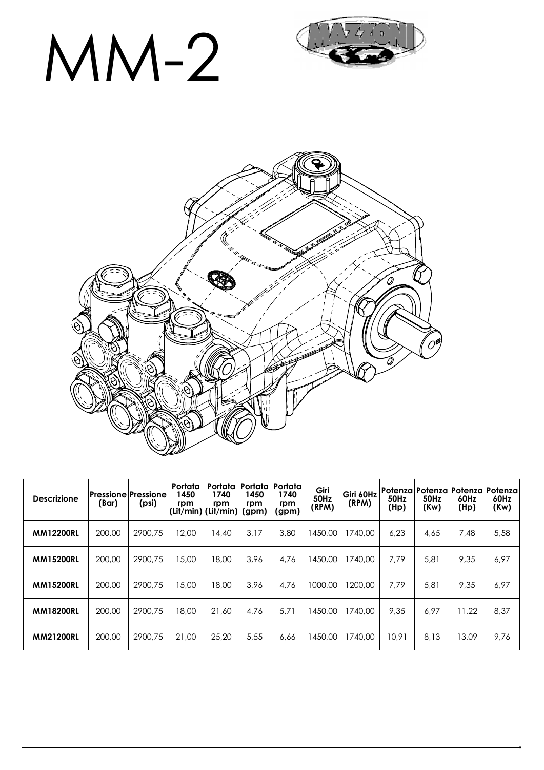# MM-2

| Descrizione | Pressione (Bar) | Pressione (psi) | Portata 1450 rpm (Lit/min) | Portata 1740 rpm (Lit/min) | Portata 1450 rpm (gpm) | Portata 1740 rpm (gpm) | Giri 50Hz (RPM) | Giri 60Hz (RPM) | Potenza 50Hz (Hp) | Potenza 50Hz (Kw) | Potenza 60Hz (Hp) | Potenza 60Hz (Kw) |
|---|---|---|---|---|---|---|---|---|---|---|---|---|
| **MM12200RL** | 200,00 | 2900,75 | 12,00 | 14,40 | 3,17 | 3,80 | 1450,00 | 1740,00 | 6,23 | 4,65 | 7,48 | 5,58 |
| **MM15200RL** | 200,00 | 2900,75 | 15,00 | 18,00 | 3,96 | 4,76 | 1450,00 | 1740,00 | 7,79 | 5,81 | 9,35 | 6,97 |
| **MM15200RL** | 200,00 | 2900,75 | 15,00 | 18,00 | 3,96 | 4,76 | 1000,00 | 1200,00 | 7,79 | 5,81 | 9,35 | 6,97 |
| **MM18200RL** | 200,00 | 2900,75 | 18,00 | 21,60 | 4,76 | 5,71 | 1450,00 | 1740,00 | 9,35 | 6,97 | 11,22 | 8,37 |
| **MM21200RL** | 200,00 | 2900,75 | 21,00 | 25,20 | 5,55 | 6,66 | 1450,00 | 1740,00 | 10,91 | 8,13 | 13,09 | 9,76 |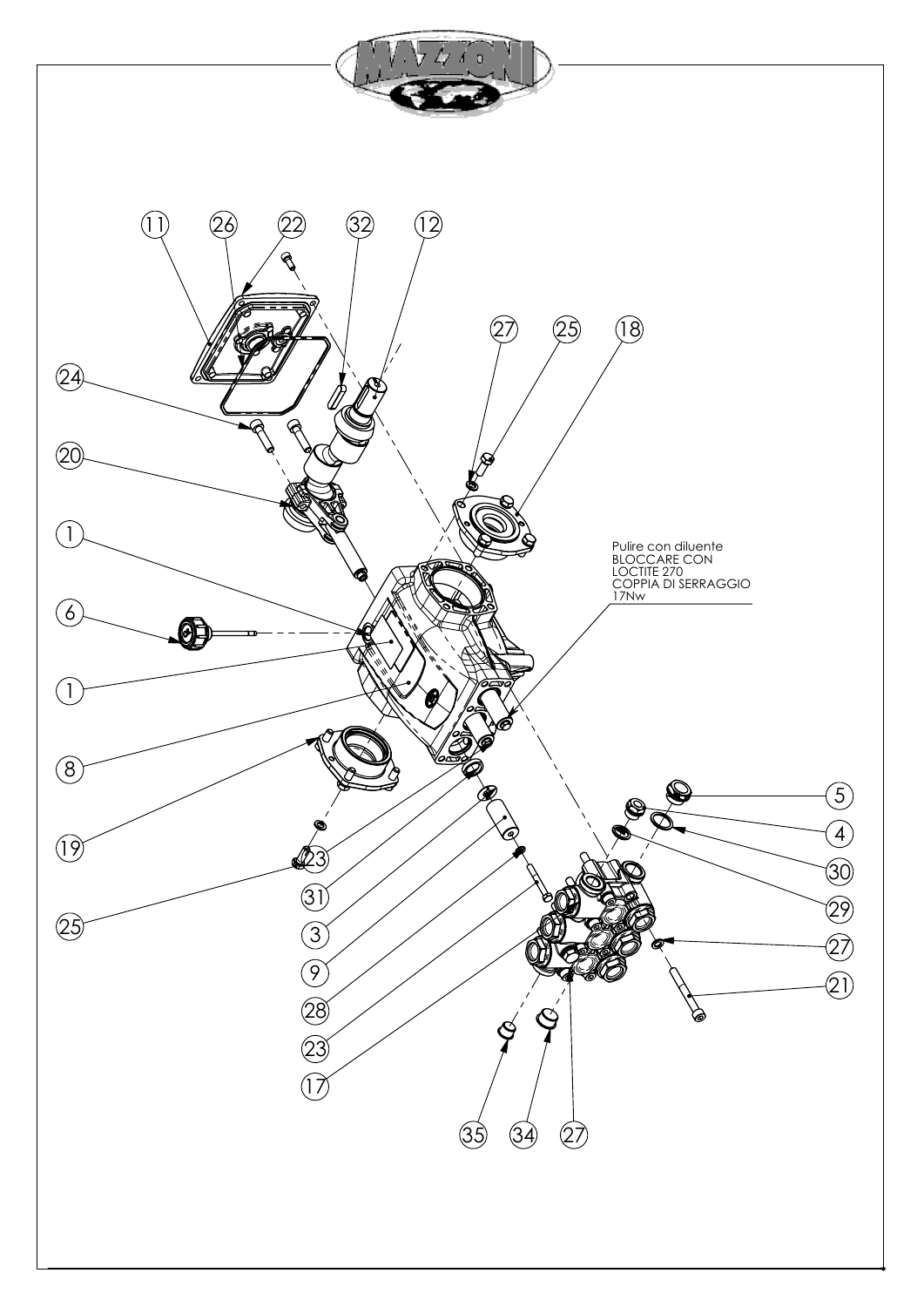Pulire con diluente
BLOCCARE CON
LOCTITE 270
COPPIA DI SERRAGGIO
17Nw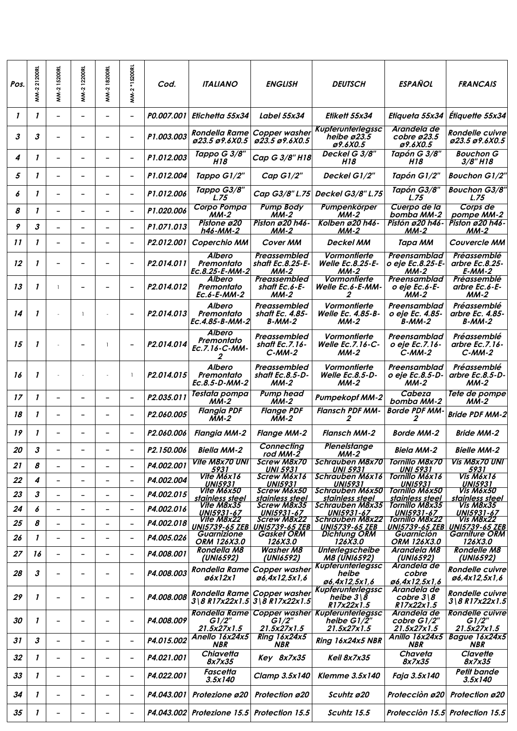| Pos. | MM-2 21200RL | MM-2 15200RL | MM-2 12200RL | MM-2 18200RL | MM-2 *15200RL | Cod. | ITALIANO | ENGLISH | DEUTSCH | ESPAÑOL | FRANCAIS |
|---|---|---|---|---|---|---|---|---|---|---|---|
| 1 | 1 | – | – | – | – | P0.007.001 | Etichetta 55x34 | Label 55x34 | Etikett 55x34 | Etiqueta 55x34 | Étiquette 55x34 |
| 3 | 3 | – | – | – | – | P1.003.003 | Rondella Rame ø23.5 ø9.6X0.5 | Copper washer ø23.5 ø9.6X0.5 | Kupferunterlegssc heibe ø23.5 ø9.6X0.5 | Arandela de cobre ø23.5 ø9.6X0.5 | Rondelle cuivre ø23.5 ø9.6X0.5 |
| 4 | 1 | – | – | – | – | P1.012.003 | Tappo G 3/8" H18 | Cap G 3/8" H18 | Deckel G 3/8" H18 | Tapón G 3/8" H18 | Bouchon G 3/8" H18 |
| 5 | 1 | – | – | – | – | P1.012.004 | Tappo G1/2" | Cap G1/2" | Deckel G1/2" | Tapón G1/2" | Bouchon G1/2" |
| 6 | 1 | – | – | – | – | P1.012.006 | Tappo G3/8" L.75 | Cap G3/8" L.75 | Deckel G3/8" L.75 | Tapón G3/8" L.75 | Bouchon G3/8" L.75 |
| 8 | 1 | – | – | – | – | P1.020.006 | Corpo Pompa MM-2 | Pump Body MM-2 | Pumpenkörper MM-2 | Cuerpo de la bomba MM-2 | Corps de pompe MM-2 |
| 9 | 3 | – | – | – | – | P1.071.013 | Pistone ø20 h46-MM-2 | Piston ø20 h46-MM-2 | Kolben ø20 h46-MM-2 | Pistón ø20 h46-MM-2 | Piston ø20 h46-MM-2 |
| 11 | 1 | – | – | – | – | P2.012.001 | Coperchio MM | Cover MM | Deckel MM | Tapa MM | Couvercle MM |
| 12 | 1 | – | – | – | – | P2.014.011 | Albero Premontato Ec.8.25-E-MM-2 | Preassembled shaft Ec.8.25-E-MM-2 | Vormontierte Welle Ec.8.25-E-MM-2 | Preensamblado eje Ec.8.25-E-MM-2 | Préassemblé arbre Ec.8.25-E-MM-2 |
| 13 | 1 | 1 | – | – | – | P2.014.012 | Albero Premontato Ec.6-E-MM-2 | Preassembled shaft Ec.6-E-MM-2 | Vormontierte Welle Ec.6-E-MM-2 | Preensamblado eje Ec.6-E-MM-2 | Préassemblé arbre Ec.6-E-MM-2 |
| 14 | 1 | - | 1 | - | – | P2.014.013 | Albero Premontato Ec.4.85-B-MM-2 | Preassembled shaft Ec. 4.85-B-MM-2 | Vormontierte Welle Ec. 4.85-B-MM-2 | Preensamblado eje Ec. 4.85-B-MM-2 | Préassemblé arbre Ec. 4.85-B-MM-2 |
| 15 | 1 | - | – | 1 | – | P2.014.014 | Albero Premontato Ec.7.16-C-MM-2 | Preassembled shaft Ec.7.16-C-MM-2 | Vormontierte Welle Ec.7.16-C-MM-2 | Preensamblado eje Ec.7.16-C-MM-2 | Préassemblé arbre Ec.7.16-C-MM-2 |
| 16 | 1 | - | - | - | 1 | P2.014.015 | Albero Premontato Ec.8.5-D-MM-2 | Preassembled shaft Ec.8.5-D-MM-2 | Vormontierte Welle Ec.8.5-D-MM-2 | Preensamblado eje Ec.8.5-D-MM-2 | Préassemblé arbre Ec.8.5-D-MM-2 |
| 17 | 1 | – | – | – | – | P2.035.011 | Testata pompa MM-2 | Pump head MM-2 | Pumpekopf MM-2 | Cabeza bomba MM-2 | Tete de pompe MM-2 |
| 18 | 1 | – | – | – | – | P2.060.005 | Flangia PDF MM-2 | Flange PDF MM-2 | Flansch PDF MM-2 | Borde PDF MM-2 | Bride PDF MM-2 |
| 19 | 1 | – | – | – | – | P2.060.006 | Flangia MM-2 | Flange MM-2 | Flansch MM-2 | Borde MM-2 | Bride MM-2 |
| 20 | 3 | – | – | – | – | P2.150.006 | Biella MM-2 | Connecting rod MM-2 | Plenelstange MM-2 | Biela MM-2 | Bielle MM-2 |
| 21 | 8 | – | – | – | – | P4.002.001 | Vite M8x70 UNI 5931 | Screw M8x70 UNI 5931 | Schrauben M8x70 UNI 5931 | Tornillo M8x70 UNI 5931 | Vis M8x70 UNI 5931 |
| 22 | 4 | – | – | – | – | P4.002.004 | Vite M6x16 UNI5931 | Screw M6x16 UNI5931 | Schrauben M6x16 UNI5931 | Tornillo M6x16 UNI5931 | Vis M6x16 UNI5931 |
| 23 | 3 | – | – | – | – | P4.002.015 | Vite M6x50 stainless steel | Screw M6x50 stainless steel | Schrauben M6x50 stainless steel | Tornillo M6x50 stainless steel | Vis M6x50 stainless steel |
| 24 | 6 | – | – | – | – | P4.002.016 | Vite M8x35 UNI5931-67 | Screw M8x35 UNI5931-67 | Schrauben M8x35 UNI5931-67 | Tornillo M8x35 UNI5931-67 | Vis M8x35 UNI5931-67 |
| 25 | 8 | – | – | – | – | P4.002.018 | Vite M8x22 UNI5739-65 ZEB | Screw M8x22 UNI5739-65 ZEB | Schrauben M8x22 UNI5739-65 ZEB | Tornillo M8x22 UNI5739-65 ZEB | Vis M8x22 UNI5739-65 ZEB |
| 26 | 1 | – | – | – | – | P4.005.026 | Guarnizione ORM 126X3.0 | Gasket ORM 126X3.0 | Dichtung ORM 126X3.0 | Guarnición ORM 126X3.0 | Garniture ORM 126X3.0 |
| 27 | 16 | – | – | – | – | P4.008.001 | Rondella M8 (UNI6592) | Washer M8 (UNI6592) | Unterlegscheibe M8 (UNI6592) | Arandela M8 (UNI6592) | Rondelle M8 (UNI6592) |
| 28 | 3 | – | – | – | – | P4.008.003 | Rondella Rame ø6x12x1 | Copper washer ø6,4x12,5x1,6 | Kupferunterlegssc heibe ø6,4x12,5x1,6 | Arandela de cobre ø6,4x12,5x1,6 | Rondelle cuivre ø6,4x12,5x1,6 |
| 29 | 1 | – | – | – | – | P4.008.008 | Rondella Rame 3\8 R17x22x1.5 | Copper washer 3\8 R17x22x1.5 | Kupferunterlegssc heibe 3\8 R17x22x1.5 | Arandela de cobre 3\8 R17x22x1.5 | Rondelle cuivre 3\8 R17x22x1.5 |
| 30 | 1 | – | – | – | – | P4.008.009 | Rondella Rame G1/2" 21.5x27x1.5 | Copper washer G1/2" 21.5x27x1.5 | Kupferunterlegssc heibe G1/2" 21.5x27x1.5 | Arandela de cobre G1/2" 21.5x27x1.5 | Rondelle cuivre G1/2" 21.5x27x1.5 |
| 31 | 3 | – | – | – | – | P4.015.002 | Anello 16x24x5 NBR | Ring 16x24x5 NBR | Ring 16x24x5 NBR | Anillo 16x24x5 NBR | Bague 16x24x5 NBR |
| 32 | 1 | – | – | – | – | P4.021.001 | Chiavetta 8x7x35 | Key 8x7x35 | Keil 8x7x35 | Chaveta 8x7x35 | Clavette 8x7x35 |
| 33 | 1 | – | – | – | – | P4.022.001 | Fascetta 3.5x140 | Clamp 3.5x140 | Klemme 3.5x140 | Faja 3.5x140 | Petit bande 3.5x140 |
| 34 | 1 | – | – | – | – | P4.043.001 | Protezione ø20 | Protection ø20 | Scuhtz ø20 | Protecciòn ø20 | Protection ø20 |
| 35 | 1 | – | – | – | – | P4.043.002 | Protezione 15.5 | Protection 15.5 | Scuhtz 15.5 | Protecciòn 15.5 | Protection 15.5 |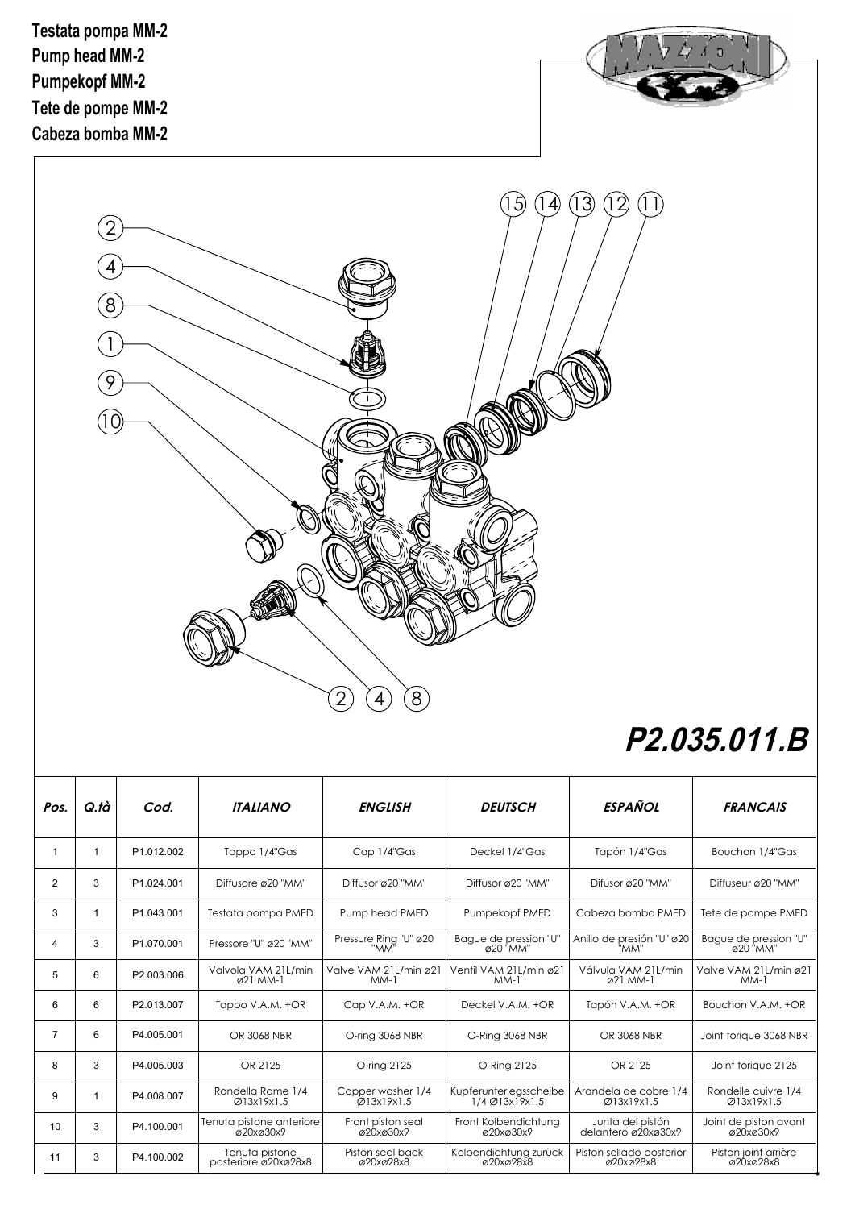**Testata pompa MM-2**
**Pump head MM-2**
**Pumpekopf MM-2**
**Tete de pompe MM-2**
**Cabeza bomba MM-2**

## *P2.035.011.B*

| *Pos.* | *Q.tà* | *Cod.* | *ITALIANO* | *ENGLISH* | *DEUTSCH* | *ESPAÑOL* | *FRANCAIS* |
|---|---|---|---|---|---|---|---|
| 1 | 1 | P1.012.002 | Tappo 1/4"Gas | Cap 1/4"Gas | Deckel 1/4"Gas | Tapón 1/4"Gas | Bouchon 1/4"Gas |
| 2 | 3 | P1.024.001 | Diffusore ø20 "MM" | Diffusor ø20 "MM" | Diffusor ø20 "MM" | Difusor ø20 "MM" | Diffuseur ø20 "MM" |
| 3 | 1 | P1.043.001 | Testata pompa PMED | Pump head PMED | Pumpekopf PMED | Cabeza bomba PMED | Tete de pompe PMED |
| 4 | 3 | P1.070.001 | Pressore "U" ø20 "MM" | Pressure Ring "U" ø20 "MM" | Bague de pression "U" ø20 "MM" | Anillo de presión "U" ø20 "MM" | Bague de pression "U" ø20 "MM" |
| 5 | 6 | P2.003.006 | Valvola VAM 21L/min ø21 MM-1 | Valve VAM 21L/min ø21 MM-1 | Ventil VAM 21L/min ø21 MM-1 | Válvula VAM 21L/min ø21 MM-1 | Valve VAM 21L/min ø21 MM-1 |
| 6 | 6 | P2.013.007 | Tappo V.A.M. +OR | Cap V.A.M. +OR | Deckel V.A.M. +OR | Tapón V.A.M. +OR | Bouchon V.A.M. +OR |
| 7 | 6 | P4.005.001 | OR 3068 NBR | O-ring 3068 NBR | O-Ring 3068 NBR | OR 3068 NBR | Joint torique 3068 NBR |
| 8 | 3 | P4.005.003 | OR 2125 | O-ring 2125 | O-Ring 2125 | OR 2125 | Joint torique 2125 |
| 9 | 1 | P4.008.007 | Rondella Rame 1/4 Ø13x19x1.5 | Copper washer 1/4 Ø13x19x1.5 | Kupferunterlegsscheibe 1/4 Ø13x19x1.5 | Arandela de cobre 1/4 Ø13x19x1.5 | Rondelle cuivre 1/4 Ø13x19x1.5 |
| 10 | 3 | P4.100.001 | Tenuta pistone anteriore ø20xø30x9 | Front piston seal ø20xø30x9 | Front Kolbendichtung ø20xø30x9 | Junta del pistón delantero ø20xø30x9 | Joint de piston avant ø20xø30x9 |
| 11 | 3 | P4.100.002 | Tenuta pistone posteriore ø20xø28x8 | Piston seal back ø20xø28x8 | Kolbendichtung zurück ø20xø28x8 | Piston sellado posterior ø20xø28x8 | Piston joint arrière ø20xø28x8 |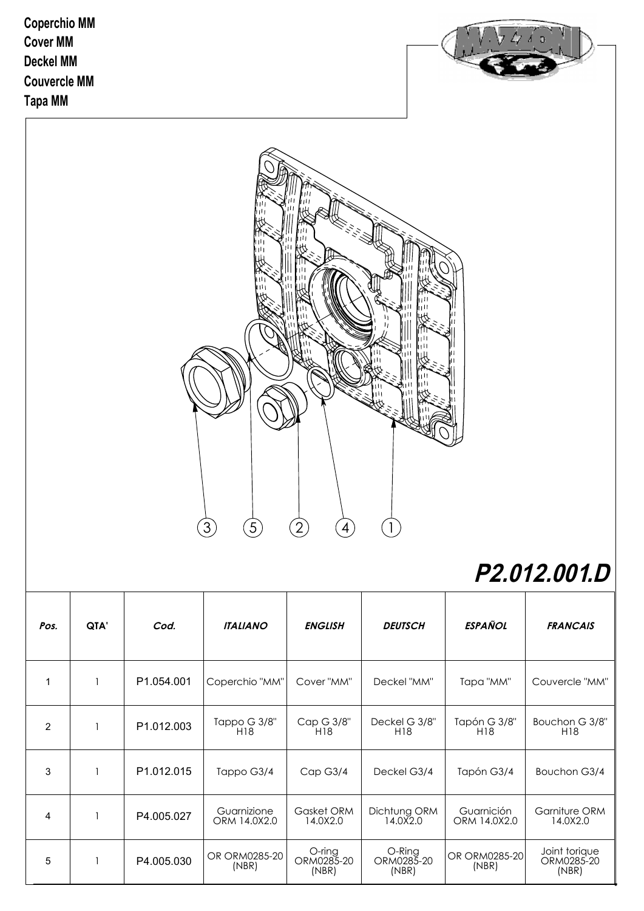**Coperchio MM**
**Cover MM**
**Deckel MM**
**Couvercle MM**
**Tapa MM**

MAZZONI

3 5 2 4 1

## *P2.012.001.D*

| *Pos.* | *QTA'* | *Cod.* | *ITALIANO* | *ENGLISH* | *DEUTSCH* | *ESPAÑOL* | *FRANCAIS* |
|---|---|---|---|---|---|---|---|
| 1 | 1 | P1.054.001 | Coperchio "MM" | Cover "MM" | Deckel "MM" | Tapa "MM" | Couvercle "MM" |
| 2 | 1 | P1.012.003 | Tappo G 3/8" H18 | Cap G 3/8" H18 | Deckel G 3/8" H18 | Tapón G 3/8" H18 | Bouchon G 3/8" H18 |
| 3 | 1 | P1.012.015 | Tappo G3/4 | Cap G3/4 | Deckel G3/4 | Tapón G3/4 | Bouchon G3/4 |
| 4 | 1 | P4.005.027 | Guarnizione ORM 14.0X2.0 | Gasket ORM 14.0X2.0 | Dichtung ORM 14.0X2.0 | Guarnición ORM 14.0X2.0 | Garniture ORM 14.0X2.0 |
| 5 | 1 | P4.005.030 | OR ORM0285-20 (NBR) | O-ring ORM0285-20 (NBR) | O-Ring ORM0285-20 (NBR) | OR ORM0285-20 (NBR) | Joint torique ORM0285-20 (NBR) |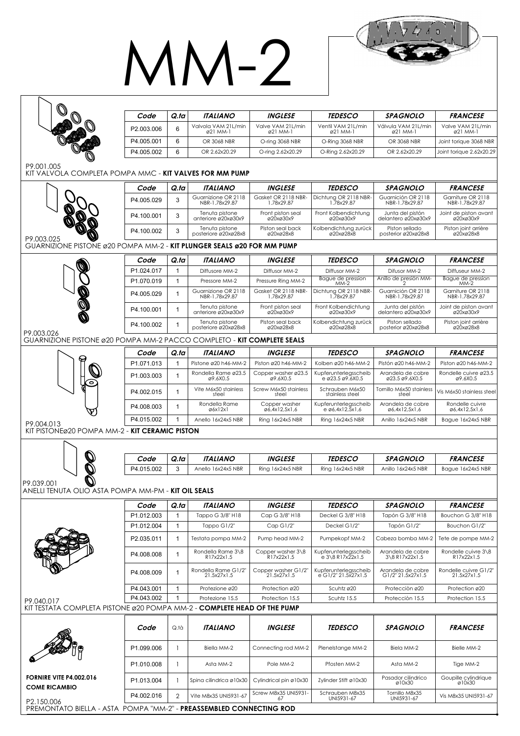# MM-2

| Code | Q.ta | ITALIANO | INGLESE | TEDESCO | SPAGNOLO | FRANCESE |
|---|---|---|---|---|---|---|
| P2.003.006 | 6 | Valvola VAM 21L/min ø21 MM-1 | Valve VAM 21L/min ø21 MM-1 | Ventil VAM 21L/min ø21 MM-1 | Válvula VAM 21L/min ø21 MM-1 | Valve VAM 21L/min ø21 MM-1 |
| P4.005.001 | 6 | OR 3068 NBR | O-ring 3068 NBR | O-Ring 3068 NBR | OR 3068 NBR | Joint torique 3068 NBR |
| P4.005.002 | 6 | OR 2.62x20.29 | O-ring 2.62x20.29 | O-Ring 2.62x20.29 | OR 2.62x20.29 | Joint torique 2.62x20.29 |

P9.001.005
KIT VALVOLA COMPLETA POMPA MMC - **KIT VALVES FOR MM PUMP**

| Code | Q.ta | ITALIANO | INGLESE | TEDESCO | SPAGNOLO | FRANCESE |
|---|---|---|---|---|---|---|
| P4.005.029 | 3 | Guarnizione OR 2118 NBR-1.78x29.87 | Gasket OR 2118 NBR-1.78x29.87 | Dichtung OR 2118 NBR-1.78x29.87 | Guarnición OR 2118 NBR-1.78x29.87 | Garniture OR 2118 NBR-1.78x29.87 |
| P4.100.001 | 3 | Tenuta pistone anteriore ø20xø30x9 | Front piston seal ø20xø30x9 | Front Kolbendichtung ø20xø30x9 | Junta del pistón delantero ø20xø30x9 | Joint de piston avant ø20xø30x9 |
| P4.100.002 | 3 | Tenuta pistone posteriore ø20xø28x8 | Piston seal back ø20xø28x8 | Kolbendichtung zurück ø20xø28x8 | Piston sellado posterior ø20xø28x8 | Piston joint arrière ø20xø28x8 |

P9.003.025
GUARNIZIONE PISTONE ø20 POMPA MM-2 - **KIT PLUNGER SEALS ø20 FOR MM PUMP**

| Code | Q.ta | ITALIANO | INGLESE | TEDESCO | SPAGNOLO | FRANCESE |
|---|---|---|---|---|---|---|
| P1.024.017 | 1 | Diffusore MM-2 | Diffusor MM-2 | Diffusor MM-2 | Difusor MM-2 | Diffuseur MM-2 |
| P1.070.019 | 1 | Pressore MM-2 | Pressure Ring MM-2 | Bague de pression MM-2 | Anillo de presión MM-2 | Bague de pression MM-2 |
| P4.005.029 | 1 | Guarnizione OR 2118 NBR-1.78x29.87 | Gasket OR 2118 NBR-1.78x29.87 | Dichtung OR 2118 NBR-1.78x29.87 | Guarnición OR 2118 NBR-1.78x29.87 | Garniture OR 2118 NBR-1.78x29.87 |
| P4.100.001 | 1 | Tenuta pistone anteriore ø20xø30x9 | Front piston seal ø20xø30x9 | Front Kolbendichtung ø20xø30x9 | Junta del pistón delantero ø20xø30x9 | Joint de piston avant ø20xø30x9 |
| P4.100.002 | 1 | Tenuta pistone posteriore ø20xø28x8 | Piston seal back ø20xø28x8 | Kolbendichtung zurück ø20xø28x8 | Piston sellado posterior ø20xø28x8 | Piston joint arrière ø20xø28x8 |

P9.003.026
GUARNIZIONE PISTONE ø20 POMPA MM-2 PACCO COMPLETO - **KIT COMPLETE SEALS**

| Code | Q.ta | ITALIANO | INGLESE | TEDESCO | SPAGNOLO | FRANCESE |
|---|---|---|---|---|---|---|
| P1.071.013 | 1 | Pistone ø20 h46-MM-2 | Piston ø20 h46-MM-2 | Kolben ø20 h46-MM-2 | Pistón ø20 h46-MM-2 | Piston ø20 h46-MM-2 |
| P1.003.003 | 1 | Rondella Rame ø23.5 ø9.6X0.5 | Copper washer ø23.5 ø9.6X0.5 | Kupferunterlegsscheib e ø23.5 ø9.6X0.5 | Arandela de cobre ø23.5 ø9.6X0.5 | Rondelle cuivre ø23.5 ø9.6X0.5 |
| P4.002.015 | 1 | Vite M6x50 stainless steel | Screw M6x50 stainless steel | Schrauben M6x50 stainless steel | Tornillo M6x50 stainless steel | Vis M6x50 stainless steel |
| P4.008.003 | 1 | Rondella Rame ø6x12x1 | Copper washer ø6,4x12,5x1,6 | Kupferunterlegsscheib e ø6,4x12,5x1,6 | Arandela de cobre ø6,4x12,5x1,6 | Rondelle cuivre ø6,4x12,5x1,6 |
| P4.015.002 | 1 | Anello 16x24x5 NBR | Ring 16x24x5 NBR | Ring 16x24x5 NBR | Anillo 16x24x5 NBR | Bague 16x24x5 NBR |

P9.004.013
KIT PISTONEø20 POMPA MM-2 - **KIT CERAMIC PISTON**

| Code | Q.ta | ITALIANO | INGLESE | TEDESCO | SPAGNOLO | FRANCESE |
|---|---|---|---|---|---|---|
| P4.015.002 | 3 | Anello 16x24x5 NBR | Ring 16x24x5 NBR | Ring 16x24x5 NBR | Anillo 16x24x5 NBR | Bague 16x24x5 NBR |

P9.039.001
ANELLI TENUTA OLIO ASTA POMPA MM-PM - **KIT OIL SEALS**

| Code | Q.ta | ITALIANO | INGLESE | TEDESCO | SPAGNOLO | FRANCESE |
|---|---|---|---|---|---|---|
| P1.012.003 | 1 | Tappo G 3/8" H18 | Cap G 3/8" H18 | Deckel G 3/8" H18 | Tapón G 3/8" H18 | Bouchon G 3/8" H18 |
| P1.012.004 | 1 | Tappo G1/2" | Cap G1/2" | Deckel G1/2" | Tapón G1/2" | Bouchon G1/2" |
| P2.035.011 | 1 | Testata pompa MM-2 | Pump head MM-2 | Pumpekopf MM-2 | Cabeza bomba MM-2 | Tete de pompe MM-2 |
| P4.008.008 | 1 | Rondella Rame 3\8 R17x22x1.5 | Copper washer 3\8 R17x22x1.5 | Kupferunterlegsscheib e 3\8 R17x22x1.5 | Arandela de cobre 3\8 R17x22x1.5 | Rondelle cuivre 3\8 R17x22x1.5 |
| P4.008.009 | 1 | Rondella Rame G1/2" 21.5x27x1.5 | Copper washer G1/2" 21.5x27x1.5 | Kupferunterlegsscheib e G1/2" 21.5x27x1.5 | Arandela de cobre G1/2" 21.5x27x1.5 | Rondelle cuivre G1/2" 21.5x27x1.5 |
| P4.043.001 | 1 | Protezione ø20 | Protection ø20 | Scuhtz ø20 | Protecciòn ø20 | Protection ø20 |
| P4.043.002 | 1 | Protezione 15.5 | Protection 15.5 | Scuhtz 15.5 | Protecciòn 15.5 | Protection 15.5 |

P9.040.017
KIT TESTATA COMPLETA PISTONE ø20 POMPA MM-2 - **COMPLETE HEAD OF THE PUMP**

| Code | Q.tà | ITALIANO | INGLESE | TEDESCO | SPAGNOLO | FRANCESE |
|---|---|---|---|---|---|---|
| P1.099.006 | 1 | Biella MM-2 | Connecting rod MM-2 | Plenelstange MM-2 | Biela MM-2 | Bielle MM-2 |
| P1.010.008 | 1 | Asta MM-2 | Pole MM-2 | Pfosten MM-2 | Asta MM-2 | Tige MM-2 |
| P1.013.004 | 1 | Spina cilindrica ø10x30 | Cylindrical pin ø10x30 | Zylinder Stift ø10x30 | Pasador cilindrico ø10x30 | Goupille cylindrique ø10x30 |
| P4.002.016 | 2 | Vite M8x35 UNI5931-67 | Screw M8x35 UNI5931-67 | Schrauben M8x35 UNI5931-67 | Tornillo M8x35 UNI5931-67 | Vis M8x35 UNI5931-67 |

**FORNIRE VITE P4.002.016 COME RICAMBIO**

P2.150.006
PREMONTATO BIELLA - ASTA POMPA "MM-2" - **PREASSEMBLED CONNECTING ROD**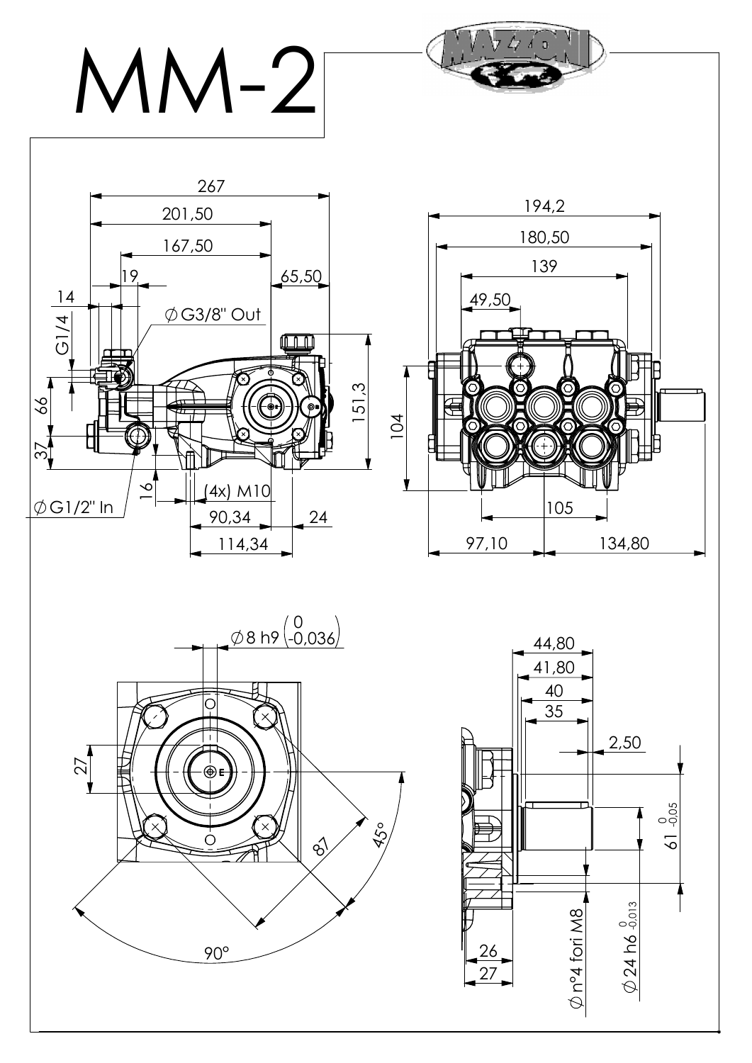# MM-2

MAZZONI

267

201,50

167,50

19

65,50

14

G1/4

∅ G3/8" Out

66

37

151,3

16

(4x) M10

∅ G1/2" In

90,34

24

114,34

194,2

180,50

139

49,50

104

105

97,10

134,80

∅ 8 h9 (0 / -0,036)

27

87

45°

90°

44,80

41,80

40

35

2,50

61 (0 / -0,05)

26

27

∅ n°4 fori M8

∅ 24 h6 (0 / -0,013)